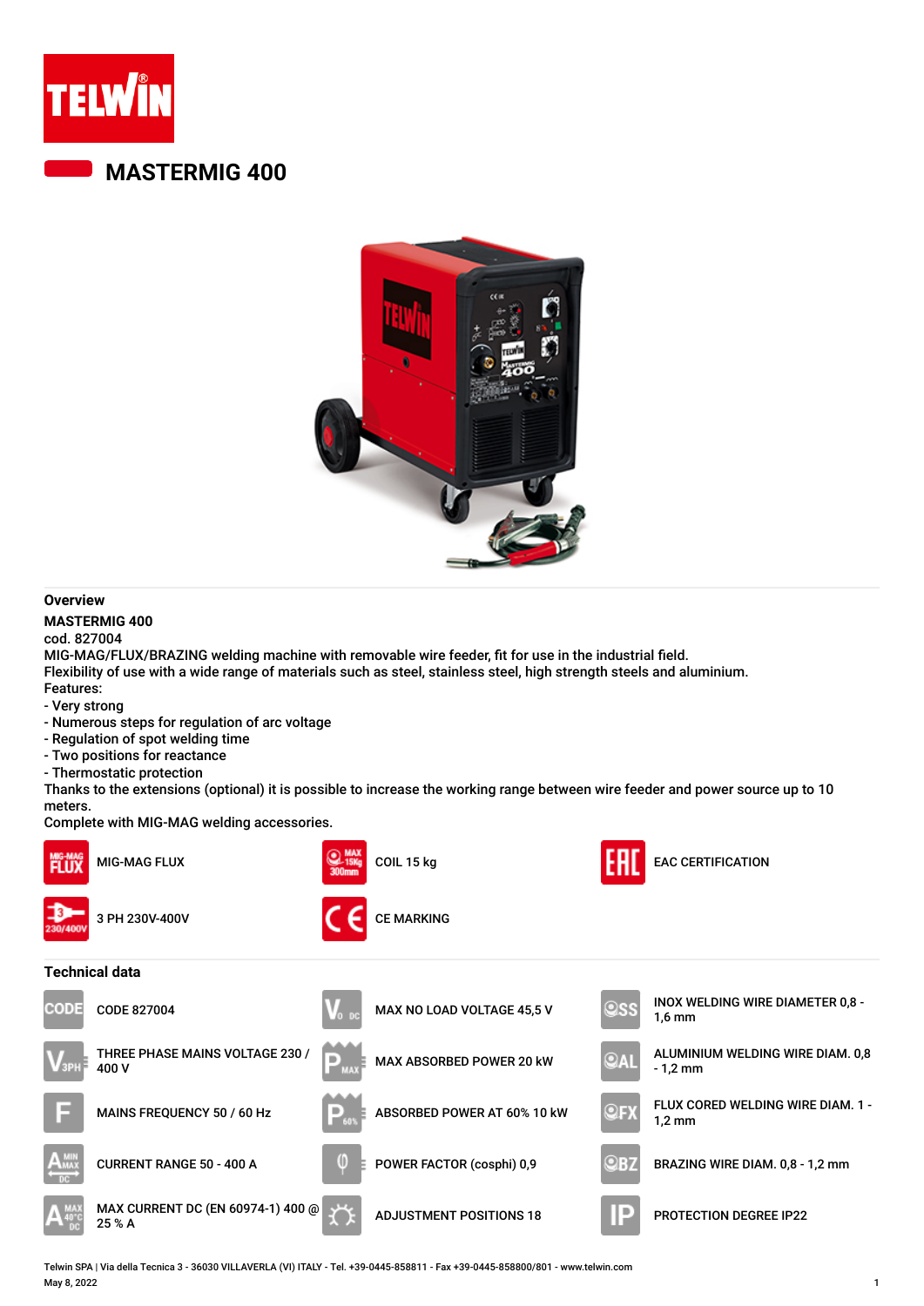# MASTERMIG 400

## Overview

**MASTERMIG 400**

cod. 827004

MIG-MAG/FLUX/BRAZING welding machine with removable wire feeder, fit for use in the industrial field.
Flexibility of use with a wide range of materials such as steel, stainless steel, high strength steels and aluminium.
Features:

- Very strong
- Numerous steps for regulation of arc voltage
- Regulation of spot welding time
- Two positions for reactance
- Thermostatic protection

Thanks to the extensions (optional) it is possible to increase the working range between wire feeder and power source up to 10 meters.
Complete with MIG-MAG welding accessories.

- MIG-MAG FLUX
- COIL 15 kg
- EAC CERTIFICATION
- 3 PH 230V-400V
- CE MARKING

## Technical data

- CODE 827004
- THREE PHASE MAINS VOLTAGE 230 / 400 V
- MAINS FREQUENCY 50 / 60 Hz
- CURRENT RANGE 50 - 400 A
- MAX CURRENT DC (EN 60974-1) 400 @ 25 % A
- MAX NO LOAD VOLTAGE 45,5 V
- MAX ABSORBED POWER 20 kW
- ABSORBED POWER AT 60% 10 kW
- POWER FACTOR (cosphi) 0,9
- ADJUSTMENT POSITIONS 18
- INOX WELDING WIRE DIAMETER 0,8 - 1,6 mm
- ALUMINIUM WELDING WIRE DIAM. 0,8 - 1,2 mm
- FLUX CORED WELDING WIRE DIAM. 1 - 1,2 mm
- BRAZING WIRE DIAM. 0,8 - 1,2 mm
- PROTECTION DEGREE IP22

Telwin SPA | Via della Tecnica 3 - 36030 VILLAVERLA (VI) ITALY - Tel. +39-0445-858811 - Fax +39-0445-858800/801 - www.telwin.com
May 8, 2022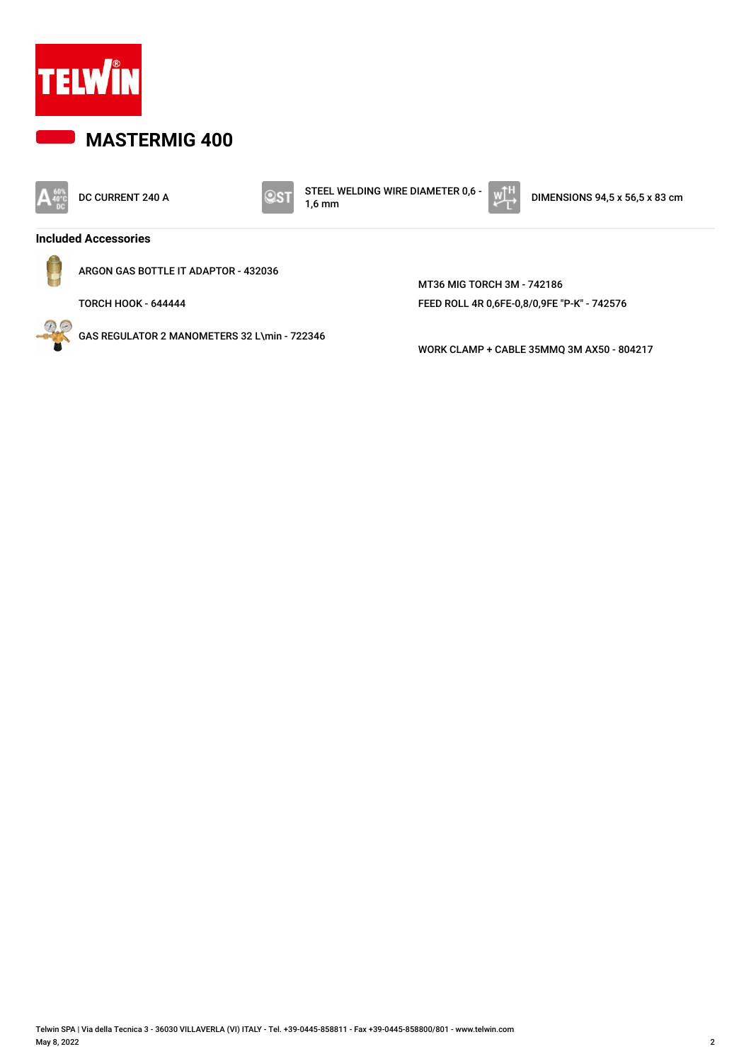# MASTERMIG 400

DC CURRENT 240 A

STEEL WELDING WIRE DIAMETER 0,6 - 1,6 mm

DIMENSIONS 94,5 x 56,5 x 83 cm

## Included Accessories

ARGON GAS BOTTLE IT ADAPTOR - 432036

TORCH HOOK - 644444

GAS REGULATOR 2 MANOMETERS 32 L\min - 722346

MT36 MIG TORCH 3M - 742186

FEED ROLL 4R 0,6FE-0,8/0,9FE "P-K" - 742576

WORK CLAMP + CABLE 35MMQ 3M AX50 - 804217

Telwin SPA | Via della Tecnica 3 - 36030 VILLAVERLA (VI) ITALY - Tel. +39-0445-858811 - Fax +39-0445-858800/801 - www.telwin.com
May 8, 2022